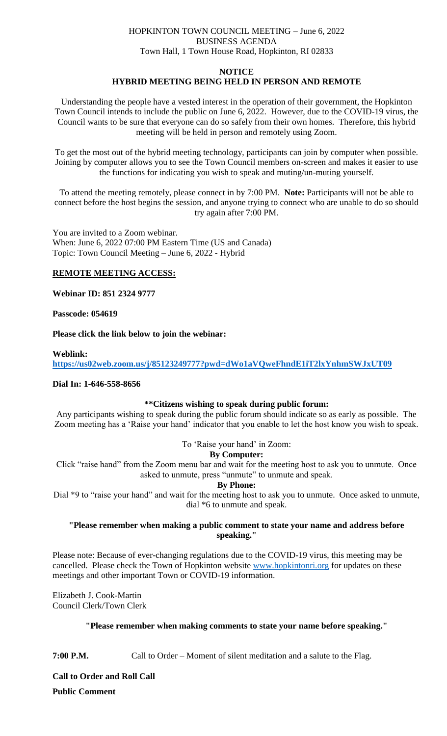HOPKINTON TOWN COUNCIL MEETING – June 6, 2022
BUSINESS AGENDA
Town Hall, 1 Town House Road, Hopkinton, RI 02833

**NOTICE**
**HYBRID MEETING BEING HELD IN PERSON AND REMOTE**

Understanding the people have a vested interest in the operation of their government, the Hopkinton Town Council intends to include the public on June 6, 2022. However, due to the COVID-19 virus, the Council wants to be sure that everyone can do so safely from their own homes. Therefore, this hybrid meeting will be held in person and remotely using Zoom.

To get the most out of the hybrid meeting technology, participants can join by computer when possible. Joining by computer allows you to see the Town Council members on-screen and makes it easier to use the functions for indicating you wish to speak and muting/un-muting yourself.

To attend the meeting remotely, please connect in by 7:00 PM. **Note:** Participants will not be able to connect before the host begins the session, and anyone trying to connect who are unable to do so should try again after 7:00 PM.

You are invited to a Zoom webinar.
When: June 6, 2022 07:00 PM Eastern Time (US and Canada)
Topic: Town Council Meeting – June 6, 2022 - Hybrid

**REMOTE MEETING ACCESS:**

**Webinar ID: 851 2324 9777**

**Passcode: 054619**

**Please click the link below to join the webinar:**

**Weblink:**
**https://us02web.zoom.us/j/85123249777?pwd=dWo1aVQweFhndE1iT2lxYnhmSWJxUT09**

**Dial In: 1-646-558-8656**

**\*\*Citizens wishing to speak during public forum:**

Any participants wishing to speak during the public forum should indicate so as early as possible. The Zoom meeting has a 'Raise your hand' indicator that you enable to let the host know you wish to speak.

To 'Raise your hand' in Zoom:

**By Computer:**

Click "raise hand" from the Zoom menu bar and wait for the meeting host to ask you to unmute. Once asked to unmute, press "unmute" to unmute and speak.

**By Phone:**

Dial *9 to "raise your hand" and wait for the meeting host to ask you to unmute. Once asked to unmute, dial *6 to unmute and speak.

**"Please remember when making a public comment to state your name and address before speaking."**

Please note: Because of ever-changing regulations due to the COVID-19 virus, this meeting may be cancelled. Please check the Town of Hopkinton website www.hopkintonri.org for updates on these meetings and other important Town or COVID-19 information.

Elizabeth J. Cook-Martin
Council Clerk/Town Clerk

**"Please remember when making comments to state your name before speaking."**

**7:00 P.M.** Call to Order – Moment of silent meditation and a salute to the Flag.

**Call to Order and Roll Call**

**Public Comment**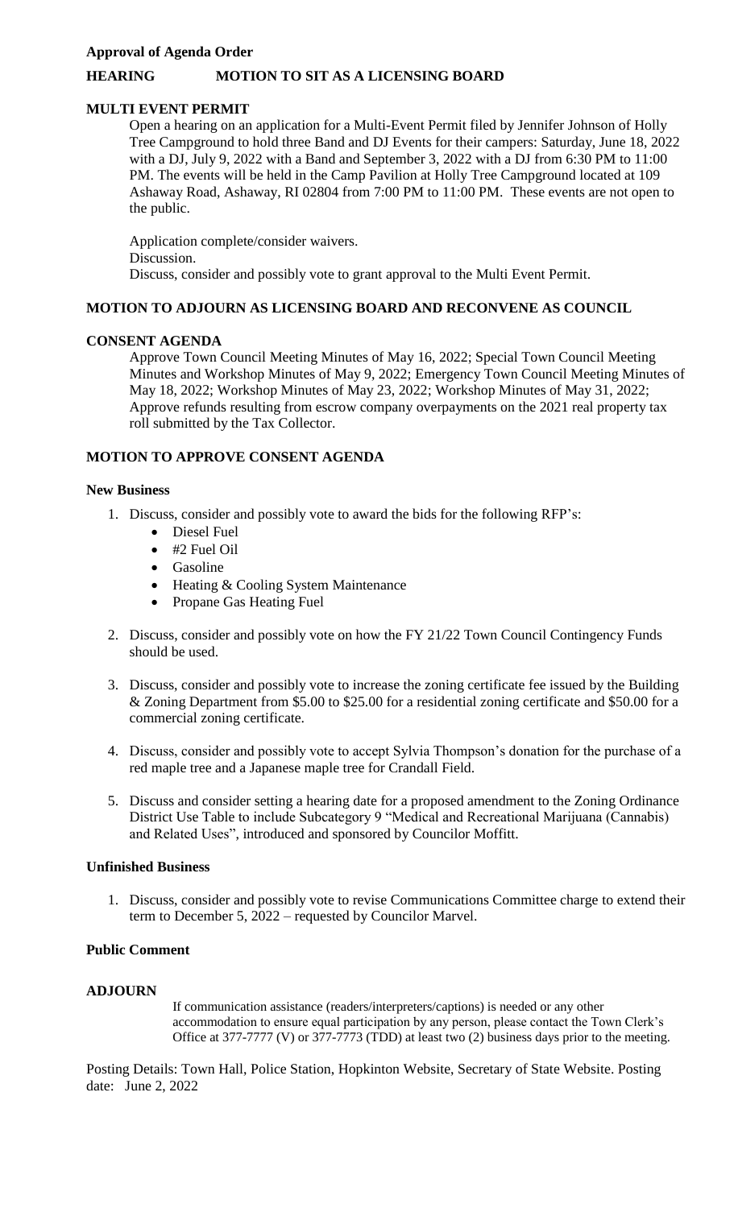**Approval of Agenda Order**

**HEARING MOTION TO SIT AS A LICENSING BOARD**

**MULTI EVENT PERMIT**

Open a hearing on an application for a Multi-Event Permit filed by Jennifer Johnson of Holly Tree Campground to hold three Band and DJ Events for their campers: Saturday, June 18, 2022 with a DJ, July 9, 2022 with a Band and September 3, 2022 with a DJ from 6:30 PM to 11:00 PM. The events will be held in the Camp Pavilion at Holly Tree Campground located at 109 Ashaway Road, Ashaway, RI 02804 from 7:00 PM to 11:00 PM. These events are not open to the public.

Application complete/consider waivers.
Discussion.
Discuss, consider and possibly vote to grant approval to the Multi Event Permit.

**MOTION TO ADJOURN AS LICENSING BOARD AND RECONVENE AS COUNCIL**

**CONSENT AGENDA**

Approve Town Council Meeting Minutes of May 16, 2022; Special Town Council Meeting Minutes and Workshop Minutes of May 9, 2022; Emergency Town Council Meeting Minutes of May 18, 2022; Workshop Minutes of May 23, 2022; Workshop Minutes of May 31, 2022; Approve refunds resulting from escrow company overpayments on the 2021 real property tax roll submitted by the Tax Collector.

**MOTION TO APPROVE CONSENT AGENDA**

**New Business**

1. Discuss, consider and possibly vote to award the bids for the following RFP's:
   - Diesel Fuel
   - #2 Fuel Oil
   - Gasoline
   - Heating & Cooling System Maintenance
   - Propane Gas Heating Fuel
2. Discuss, consider and possibly vote on how the FY 21/22 Town Council Contingency Funds should be used.
3. Discuss, consider and possibly vote to increase the zoning certificate fee issued by the Building & Zoning Department from $5.00 to $25.00 for a residential zoning certificate and $50.00 for a commercial zoning certificate.
4. Discuss, consider and possibly vote to accept Sylvia Thompson's donation for the purchase of a red maple tree and a Japanese maple tree for Crandall Field.
5. Discuss and consider setting a hearing date for a proposed amendment to the Zoning Ordinance District Use Table to include Subcategory 9 "Medical and Recreational Marijuana (Cannabis) and Related Uses", introduced and sponsored by Councilor Moffitt.

**Unfinished Business**

1. Discuss, consider and possibly vote to revise Communications Committee charge to extend their term to December 5, 2022 – requested by Councilor Marvel.

**Public Comment**

**ADJOURN**

If communication assistance (readers/interpreters/captions) is needed or any other accommodation to ensure equal participation by any person, please contact the Town Clerk's Office at 377-7777 (V) or 377-7773 (TDD) at least two (2) business days prior to the meeting.

Posting Details: Town Hall, Police Station, Hopkinton Website, Secretary of State Website. Posting date: June 2, 2022